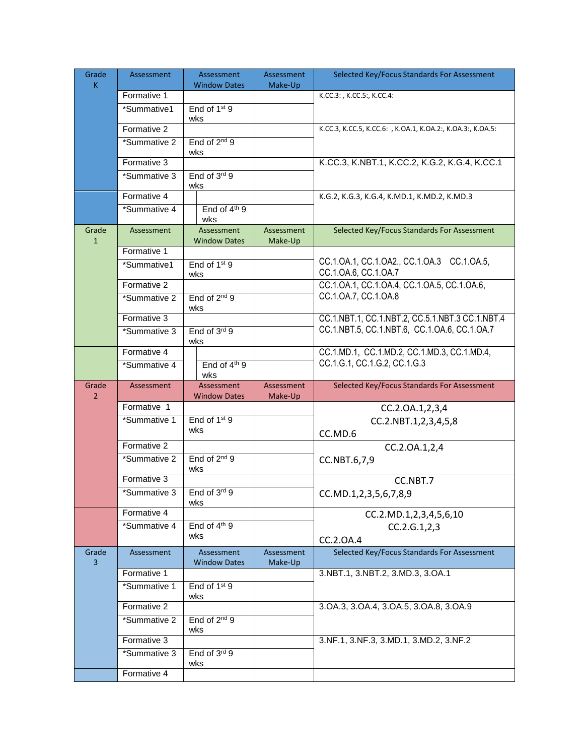| Grade K | Assessment | Assessment Window Dates | Assessment Make-Up | Selected Key/Focus Standards For Assessment |
|---|---|---|---|---|
| | Formative 1 | | | K.CC.3: , K.CC.5:, K.CC.4: |
| | *Summative1 | End of 1st 9 wks | | |
| | Formative 2 | | | K.CC.3, K.CC.5, K.CC.6: , K.OA.1, K.OA.2:, K.OA.3:, K.OA.5: |
| | *Summative 2 | End of 2nd 9 wks | | |
| | Formative 3 | | | K.CC.3, K.NBT.1, K.CC.2, K.G.2, K.G.4, K.CC.1 |
| | *Summative 3 | End of 3rd 9 wks | | |
| | Formative 4 | | | K.G.2, K.G.3, K.G.4, K.MD.1, K.MD.2, K.MD.3 |
| | *Summative 4 | End of 4th 9 wks | | |
| **Grade 1** | **Assessment** | **Assessment Window Dates** | **Assessment Make-Up** | **Selected Key/Focus Standards For Assessment** |
| | Formative 1 | | | CC.1.OA.1, CC.1.OA2., CC.1.OA.3 CC.1.OA.5, CC.1.OA.6, CC.1.OA.7 |
| | *Summative1 | End of 1st 9 wks | | |
| | Formative 2 | | | CC.1.OA.1, CC.1.OA.4, CC.1.OA.5, CC.1.OA.6, CC.1.OA.7, CC.1.OA.8 |
| | *Summative 2 | End of 2nd 9 wks | | |
| | Formative 3 | | | CC.1.NBT.1, CC.1.NBT.2, CC.5.1.NBT.3 CC.1.NBT.4 CC.1.NBT.5, CC.1.NBT.6, CC.1.OA.6, CC.1.OA.7 |
| | *Summative 3 | End of 3rd 9 wks | | |
| | Formative 4 | | | CC.1.MD.1, CC.1.MD.2, CC.1.MD.3, CC.1.MD.4, CC.1.G.1, CC.1.G.2, CC.1.G.3 |
| | *Summative 4 | End of 4th 9 wks | | |
| **Grade 2** | **Assessment** | **Assessment Window Dates** | **Assessment Make-Up** | **Selected Key/Focus Standards For Assessment** |
| | Formative 1 | | | CC.2.OA.1,2,3,4 CC.2.NBT.1,2,3,4,5,8 CC.MD.6 |
| | *Summative 1 | End of 1st 9 wks | | |
| | Formative 2 | | | CC.2.OA.1,2,4 CC.NBT.6,7,9 |
| | *Summative 2 | End of 2nd 9 wks | | |
| | Formative 3 | | | CC.NBT.7 CC.MD.1,2,3,5,6,7,8,9 |
| | *Summative 3 | End of 3rd 9 wks | | |
| | Formative 4 | | | CC.2.MD.1,2,3,4,5,6,10 CC.2.G.1,2,3 CC.2.OA.4 |
| | *Summative 4 | End of 4th 9 wks | | |
| **Grade 3** | **Assessment** | **Assessment Window Dates** | **Assessment Make-Up** | **Selected Key/Focus Standards For Assessment** |
| | Formative 1 | | | 3.NBT.1, 3.NBT.2, 3.MD.3, 3.OA.1 |
| | *Summative 1 | End of 1st 9 wks | | |
| | Formative 2 | | | 3.OA.3, 3.OA.4, 3.OA.5, 3.OA.8, 3.OA.9 |
| | *Summative 2 | End of 2nd 9 wks | | |
| | Formative 3 | | | 3.NF.1, 3.NF.3, 3.MD.1, 3.MD.2, 3.NF.2 |
| | *Summative 3 | End of 3rd 9 wks | | |
| | Formative 4 | | | |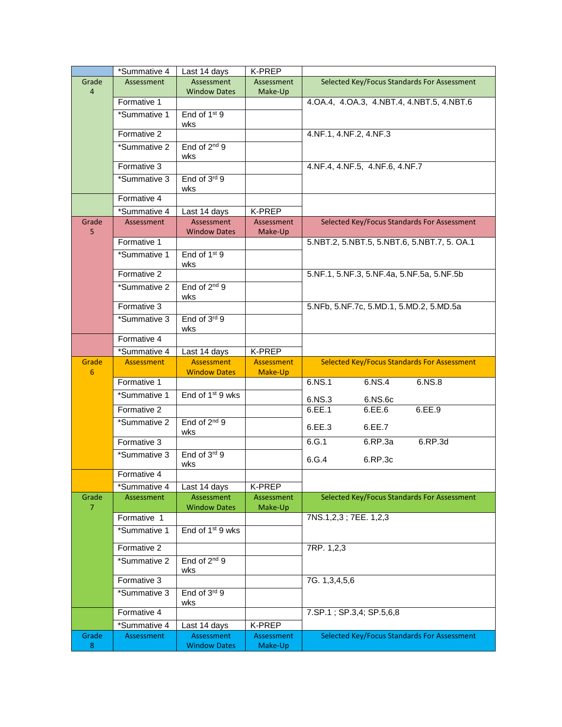|  | *Summative 4 | Last 14 days | K-PREP |  |
|---|---|---|---|---|
| Grade 4 | Assessment | Assessment Window Dates | Assessment Make-Up | Selected Key/Focus Standards For Assessment |
|  | Formative 1 |  |  | 4.OA.4, 4.OA.3, 4.NBT.4, 4.NBT.5, 4.NBT.6 |
|  | *Summative 1 | End of 1st 9 wks |  |  |
|  | Formative 2 |  |  | 4.NF.1, 4.NF.2, 4.NF.3 |
|  | *Summative 2 | End of 2nd 9 wks |  |  |
|  | Formative 3 |  |  | 4.NF.4, 4.NF.5, 4.NF.6, 4.NF.7 |
|  | *Summative 3 | End of 3rd 9 wks |  |  |
|  | Formative 4 |  |  |  |
|  | *Summative 4 | Last 14 days | K-PREP |  |
| Grade 5 | Assessment | Assessment Window Dates | Assessment Make-Up | Selected Key/Focus Standards For Assessment |
|  | Formative 1 |  |  | 5.NBT.2, 5.NBT.5, 5.NBT.6, 5.NBT.7, 5. OA.1 |
|  | *Summative 1 | End of 1st 9 wks |  |  |
|  | Formative 2 |  |  | 5.NF.1, 5.NF.3, 5.NF.4a, 5.NF.5a, 5.NF.5b |
|  | *Summative 2 | End of 2nd 9 wks |  |  |
|  | Formative 3 |  |  | 5.NFb, 5.NF.7c, 5.MD.1, 5.MD.2, 5.MD.5a |
|  | *Summative 3 | End of 3rd 9 wks |  |  |
|  | Formative 4 |  |  |  |
|  | *Summative 4 | Last 14 days | K-PREP |  |
| Grade 6 | Assessment | Assessment Window Dates | Assessment Make-Up | Selected Key/Focus Standards For Assessment |
|  | Formative 1 |  |  | 6.NS.1 6.NS.4 6.NS.8 |
|  | *Summative 1 | End of 1st 9 wks |  | 6.NS.3 6.NS.6c |
|  | Formative 2 |  |  | 6.EE.1 6.EE.6 6.EE.9 |
|  | *Summative 2 | End of 2nd 9 wks |  | 6.EE.3 6.EE.7 |
|  | Formative 3 |  |  | 6.G.1 6.RP.3a 6.RP.3d |
|  | *Summative 3 | End of 3rd 9 wks |  | 6.G.4 6.RP.3c |
|  | Formative 4 |  |  |  |
|  | *Summative 4 | Last 14 days | K-PREP |  |
| Grade 7 | Assessment | Assessment Window Dates | Assessment Make-Up | Selected Key/Focus Standards For Assessment |
|  | Formative 1 |  |  | 7NS.1,2,3 ; 7EE. 1,2,3 |
|  | *Summative 1 | End of 1st 9 wks |  |  |
|  | Formative 2 |  |  | 7RP. 1,2,3 |
|  | *Summative 2 | End of 2nd 9 wks |  |  |
|  | Formative 3 |  |  | 7G. 1,3,4,5,6 |
|  | *Summative 3 | End of 3rd 9 wks |  |  |
|  | Formative 4 |  |  | 7.SP.1 ; SP.3,4; SP.5,6,8 |
|  | *Summative 4 | Last 14 days | K-PREP |  |
| Grade 8 | Assessment | Assessment Window Dates | Assessment Make-Up | Selected Key/Focus Standards For Assessment |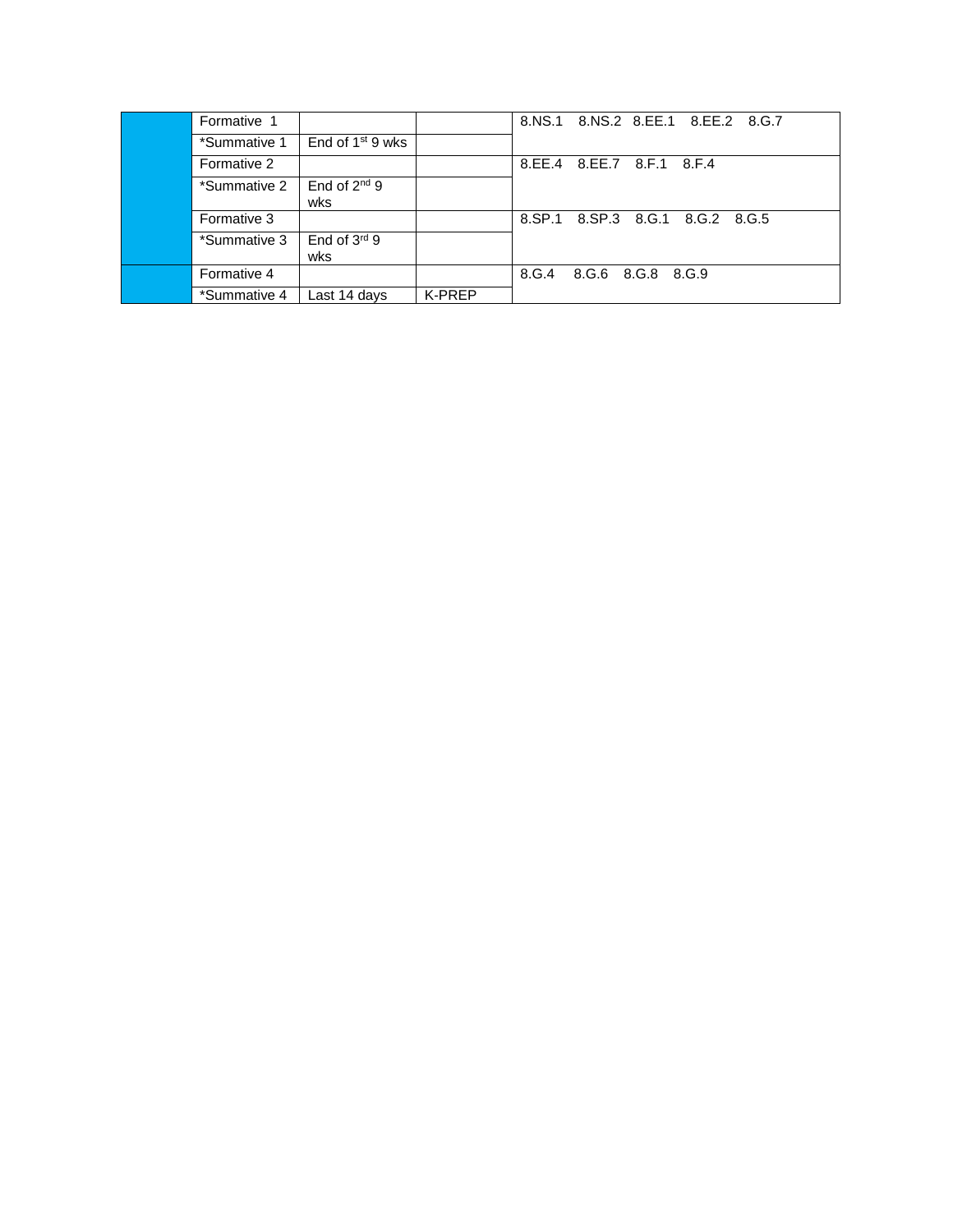| | | | | |
|---|---|---|---|---|
| | Formative 1 | | | 8.NS.1 8.NS.2 8.EE.1 8.EE.2 8.G.7 |
| | *Summative 1 | End of 1st 9 wks | | |
| | Formative 2 | | | 8.EE.4 8.EE.7 8.F.1 8.F.4 |
| | *Summative 2 | End of 2nd 9 wks | | |
| | Formative 3 | | | 8.SP.1 8.SP.3 8.G.1 8.G.2 8.G.5 |
| | *Summative 3 | End of 3rd 9 wks | | |
| | Formative 4 | | | 8.G.4 8.G.6 8.G.8 8.G.9 |
| | *Summative 4 | Last 14 days | K-PREP | |